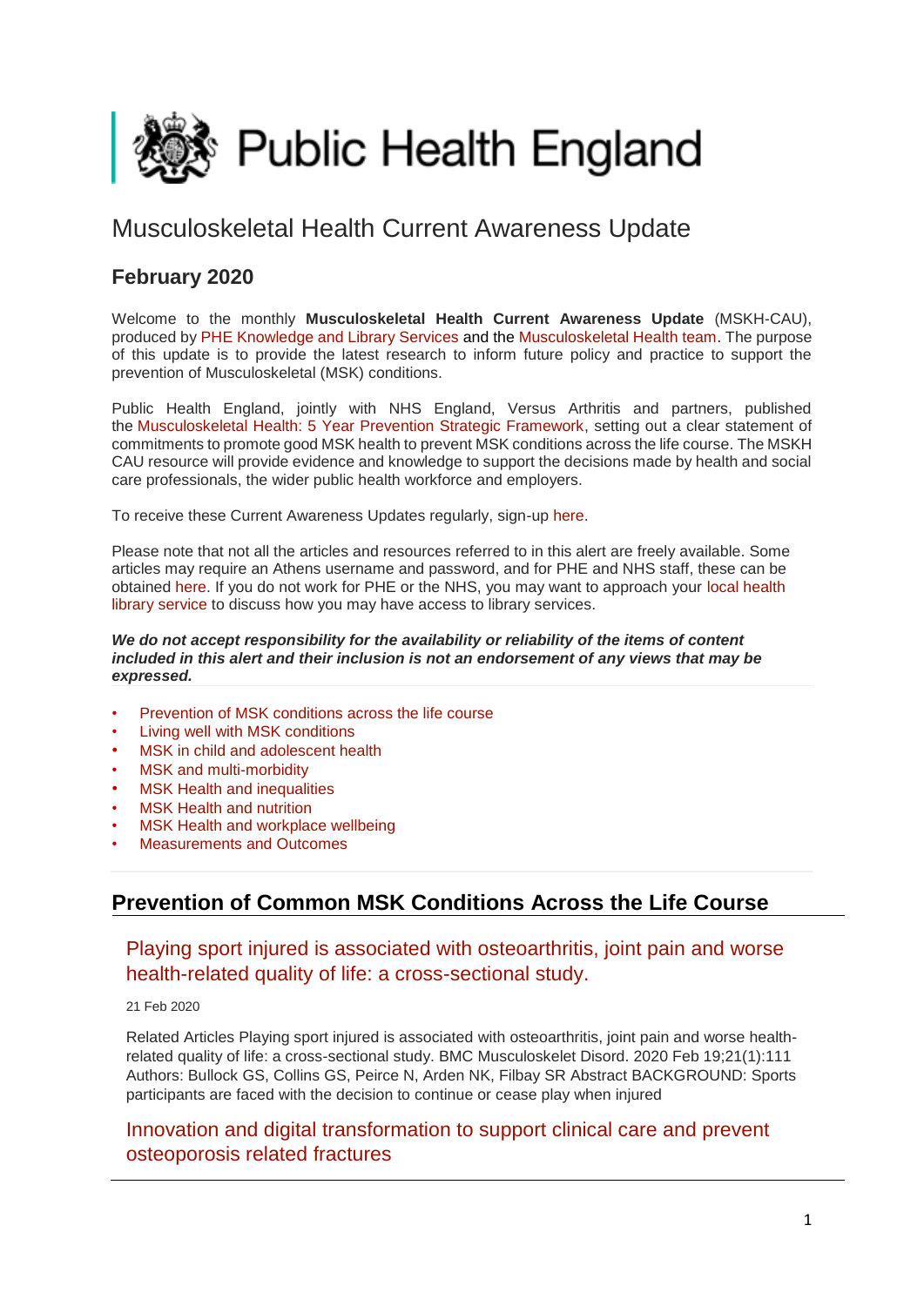Public Health England

# Musculoskeletal Health Current Awareness Update

## February 2020

Welcome to the monthly **Musculoskeletal Health Current Awareness Update** (MSKH-CAU), produced by PHE Knowledge and Library Services and the Musculoskeletal Health team. The purpose of this update is to provide the latest research to inform future policy and practice to support the prevention of Musculoskeletal (MSK) conditions.

Public Health England, jointly with NHS England, Versus Arthritis and partners, published the Musculoskeletal Health: 5 Year Prevention Strategic Framework, setting out a clear statement of commitments to promote good MSK health to prevent MSK conditions across the life course. The MSKH CAU resource will provide evidence and knowledge to support the decisions made by health and social care professionals, the wider public health workforce and employers.

To receive these Current Awareness Updates regularly, sign-up here.

Please note that not all the articles and resources referred to in this alert are freely available. Some articles may require an Athens username and password, and for PHE and NHS staff, these can be obtained here. If you do not work for PHE or the NHS, you may want to approach your local health library service to discuss how you may have access to library services.

***We do not accept responsibility for the availability or reliability of the items of content included in this alert and their inclusion is not an endorsement of any views that may be expressed.***

- Prevention of MSK conditions across the life course
- Living well with MSK conditions
- MSK in child and adolescent health
- MSK and multi-morbidity
- MSK Health and inequalities
- MSK Health and nutrition
- MSK Health and workplace wellbeing
- Measurements and Outcomes

## Prevention of Common MSK Conditions Across the Life Course

### Playing sport injured is associated with osteoarthritis, joint pain and worse health-related quality of life: a cross-sectional study.

21 Feb 2020

Related Articles Playing sport injured is associated with osteoarthritis, joint pain and worse health-related quality of life: a cross-sectional study. BMC Musculoskelet Disord. 2020 Feb 19;21(1):111 Authors: Bullock GS, Collins GS, Peirce N, Arden NK, Filbay SR Abstract BACKGROUND: Sports participants are faced with the decision to continue or cease play when injured

### Innovation and digital transformation to support clinical care and prevent osteoporosis related fractures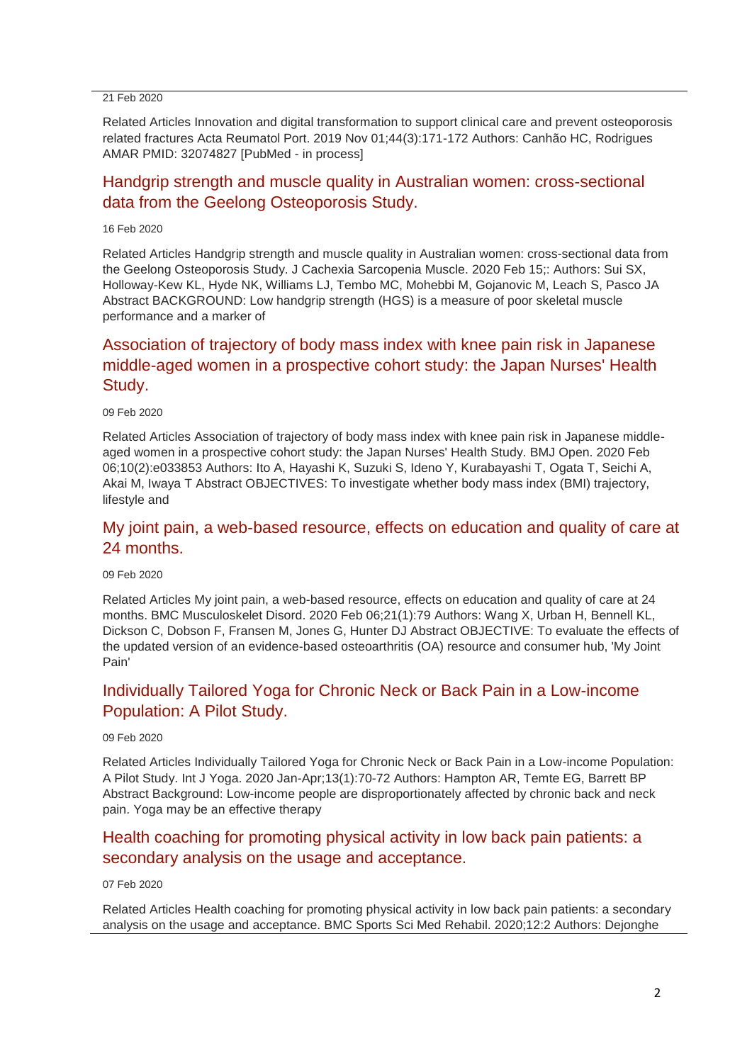21 Feb 2020

Related Articles Innovation and digital transformation to support clinical care and prevent osteoporosis related fractures Acta Reumatol Port. 2019 Nov 01;44(3):171-172 Authors: Canhão HC, Rodrigues AMAR PMID: 32074827 [PubMed - in process]

## Handgrip strength and muscle quality in Australian women: cross-sectional data from the Geelong Osteoporosis Study.

16 Feb 2020

Related Articles Handgrip strength and muscle quality in Australian women: cross-sectional data from the Geelong Osteoporosis Study. J Cachexia Sarcopenia Muscle. 2020 Feb 15;: Authors: Sui SX, Holloway-Kew KL, Hyde NK, Williams LJ, Tembo MC, Mohebbi M, Gojanovic M, Leach S, Pasco JA Abstract BACKGROUND: Low handgrip strength (HGS) is a measure of poor skeletal muscle performance and a marker of

## Association of trajectory of body mass index with knee pain risk in Japanese middle-aged women in a prospective cohort study: the Japan Nurses' Health Study.

09 Feb 2020

Related Articles Association of trajectory of body mass index with knee pain risk in Japanese middle-aged women in a prospective cohort study: the Japan Nurses' Health Study. BMJ Open. 2020 Feb 06;10(2):e033853 Authors: Ito A, Hayashi K, Suzuki S, Ideno Y, Kurabayashi T, Ogata T, Seichi A, Akai M, Iwaya T Abstract OBJECTIVES: To investigate whether body mass index (BMI) trajectory, lifestyle and

## My joint pain, a web-based resource, effects on education and quality of care at 24 months.

09 Feb 2020

Related Articles My joint pain, a web-based resource, effects on education and quality of care at 24 months. BMC Musculoskelet Disord. 2020 Feb 06;21(1):79 Authors: Wang X, Urban H, Bennell KL, Dickson C, Dobson F, Fransen M, Jones G, Hunter DJ Abstract OBJECTIVE: To evaluate the effects of the updated version of an evidence-based osteoarthritis (OA) resource and consumer hub, 'My Joint Pain'

## Individually Tailored Yoga for Chronic Neck or Back Pain in a Low-income Population: A Pilot Study.

09 Feb 2020

Related Articles Individually Tailored Yoga for Chronic Neck or Back Pain in a Low-income Population: A Pilot Study. Int J Yoga. 2020 Jan-Apr;13(1):70-72 Authors: Hampton AR, Temte EG, Barrett BP Abstract Background: Low-income people are disproportionately affected by chronic back and neck pain. Yoga may be an effective therapy

## Health coaching for promoting physical activity in low back pain patients: a secondary analysis on the usage and acceptance.

07 Feb 2020

Related Articles Health coaching for promoting physical activity in low back pain patients: a secondary analysis on the usage and acceptance. BMC Sports Sci Med Rehabil. 2020;12:2 Authors: Dejonghe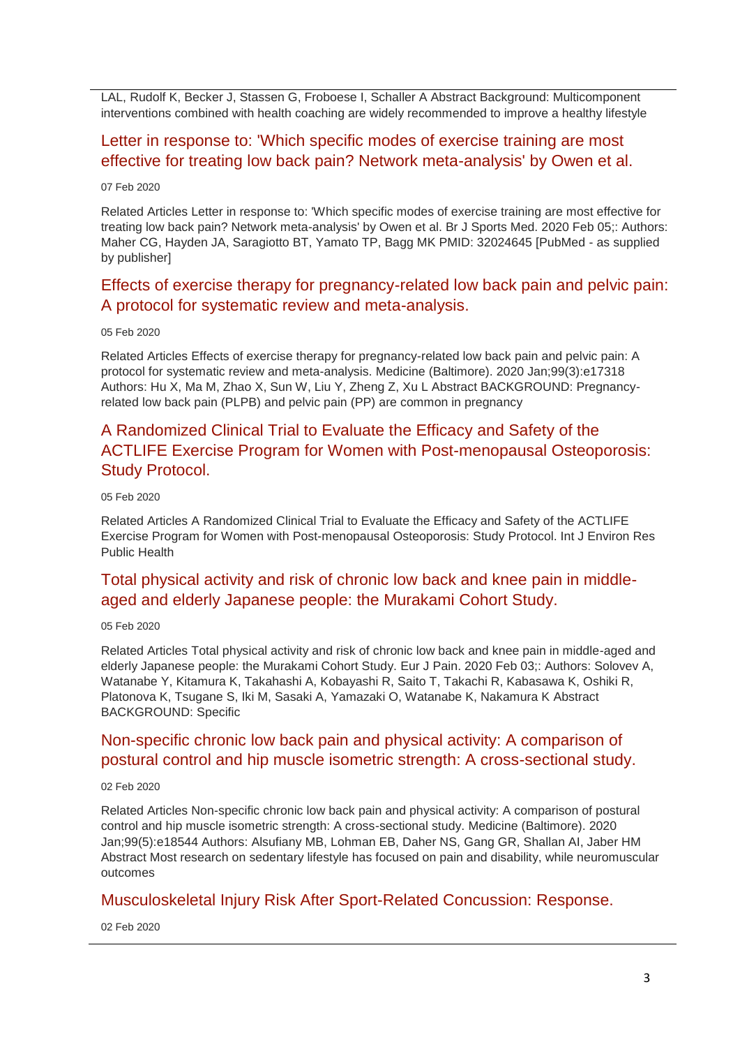LAL, Rudolf K, Becker J, Stassen G, Froboese I, Schaller A Abstract Background: Multicomponent interventions combined with health coaching are widely recommended to improve a healthy lifestyle

## Letter in response to: 'Which specific modes of exercise training are most effective for treating low back pain? Network meta-analysis' by Owen et al.

07 Feb 2020

Related Articles Letter in response to: 'Which specific modes of exercise training are most effective for treating low back pain? Network meta-analysis' by Owen et al. Br J Sports Med. 2020 Feb 05;: Authors: Maher CG, Hayden JA, Saragiotto BT, Yamato TP, Bagg MK PMID: 32024645 [PubMed - as supplied by publisher]

## Effects of exercise therapy for pregnancy-related low back pain and pelvic pain: A protocol for systematic review and meta-analysis.

05 Feb 2020

Related Articles Effects of exercise therapy for pregnancy-related low back pain and pelvic pain: A protocol for systematic review and meta-analysis. Medicine (Baltimore). 2020 Jan;99(3):e17318 Authors: Hu X, Ma M, Zhao X, Sun W, Liu Y, Zheng Z, Xu L Abstract BACKGROUND: Pregnancy-related low back pain (PLPB) and pelvic pain (PP) are common in pregnancy

## A Randomized Clinical Trial to Evaluate the Efficacy and Safety of the ACTLIFE Exercise Program for Women with Post-menopausal Osteoporosis: Study Protocol.

05 Feb 2020

Related Articles A Randomized Clinical Trial to Evaluate the Efficacy and Safety of the ACTLIFE Exercise Program for Women with Post-menopausal Osteoporosis: Study Protocol. Int J Environ Res Public Health

## Total physical activity and risk of chronic low back and knee pain in middle-aged and elderly Japanese people: the Murakami Cohort Study.

05 Feb 2020

Related Articles Total physical activity and risk of chronic low back and knee pain in middle-aged and elderly Japanese people: the Murakami Cohort Study. Eur J Pain. 2020 Feb 03;: Authors: Solovev A, Watanabe Y, Kitamura K, Takahashi A, Kobayashi R, Saito T, Takachi R, Kabasawa K, Oshiki R, Platonova K, Tsugane S, Iki M, Sasaki A, Yamazaki O, Watanabe K, Nakamura K Abstract BACKGROUND: Specific

## Non-specific chronic low back pain and physical activity: A comparison of postural control and hip muscle isometric strength: A cross-sectional study.

02 Feb 2020

Related Articles Non-specific chronic low back pain and physical activity: A comparison of postural control and hip muscle isometric strength: A cross-sectional study. Medicine (Baltimore). 2020 Jan;99(5):e18544 Authors: Alsufiany MB, Lohman EB, Daher NS, Gang GR, Shallan AI, Jaber HM Abstract Most research on sedentary lifestyle has focused on pain and disability, while neuromuscular outcomes

## Musculoskeletal Injury Risk After Sport-Related Concussion: Response.

02 Feb 2020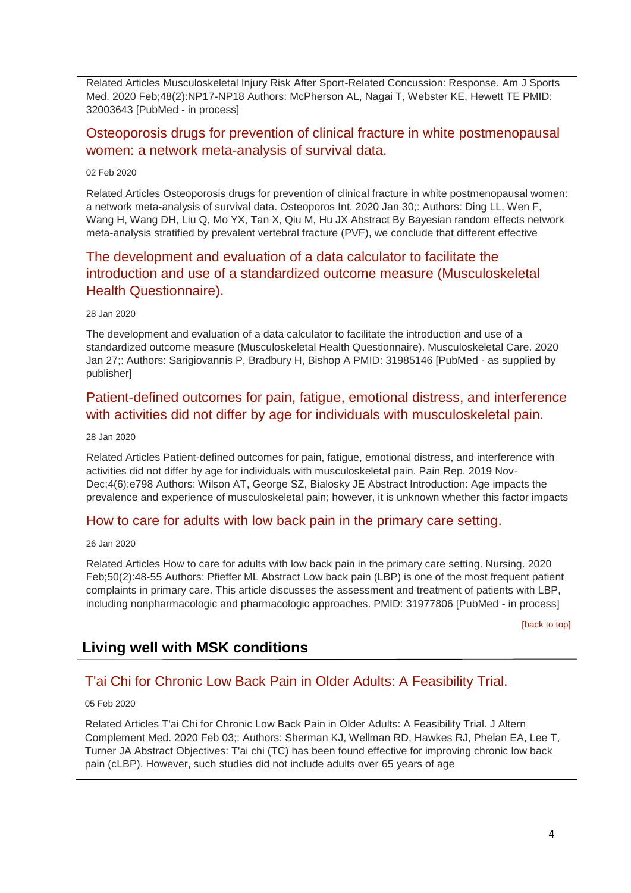Related Articles Musculoskeletal Injury Risk After Sport-Related Concussion: Response. Am J Sports Med. 2020 Feb;48(2):NP17-NP18 Authors: McPherson AL, Nagai T, Webster KE, Hewett TE PMID: 32003643 [PubMed - in process]

### Osteoporosis drugs for prevention of clinical fracture in white postmenopausal women: a network meta-analysis of survival data.

02 Feb 2020

Related Articles Osteoporosis drugs for prevention of clinical fracture in white postmenopausal women: a network meta-analysis of survival data. Osteoporos Int. 2020 Jan 30;: Authors: Ding LL, Wen F, Wang H, Wang DH, Liu Q, Mo YX, Tan X, Qiu M, Hu JX Abstract By Bayesian random effects network meta-analysis stratified by prevalent vertebral fracture (PVF), we conclude that different effective

### The development and evaluation of a data calculator to facilitate the introduction and use of a standardized outcome measure (Musculoskeletal Health Questionnaire).

28 Jan 2020

The development and evaluation of a data calculator to facilitate the introduction and use of a standardized outcome measure (Musculoskeletal Health Questionnaire). Musculoskeletal Care. 2020 Jan 27;: Authors: Sarigiovannis P, Bradbury H, Bishop A PMID: 31985146 [PubMed - as supplied by publisher]

### Patient-defined outcomes for pain, fatigue, emotional distress, and interference with activities did not differ by age for individuals with musculoskeletal pain.

28 Jan 2020

Related Articles Patient-defined outcomes for pain, fatigue, emotional distress, and interference with activities did not differ by age for individuals with musculoskeletal pain. Pain Rep. 2019 Nov-Dec;4(6):e798 Authors: Wilson AT, George SZ, Bialosky JE Abstract Introduction: Age impacts the prevalence and experience of musculoskeletal pain; however, it is unknown whether this factor impacts

### How to care for adults with low back pain in the primary care setting.

26 Jan 2020

Related Articles How to care for adults with low back pain in the primary care setting. Nursing. 2020 Feb;50(2):48-55 Authors: Pfieffer ML Abstract Low back pain (LBP) is one of the most frequent patient complaints in primary care. This article discusses the assessment and treatment of patients with LBP, including nonpharmacologic and pharmacologic approaches. PMID: 31977806 [PubMed - in process]

[back to top]

## Living well with MSK conditions

### T'ai Chi for Chronic Low Back Pain in Older Adults: A Feasibility Trial.

05 Feb 2020

Related Articles T'ai Chi for Chronic Low Back Pain in Older Adults: A Feasibility Trial. J Altern Complement Med. 2020 Feb 03;: Authors: Sherman KJ, Wellman RD, Hawkes RJ, Phelan EA, Lee T, Turner JA Abstract Objectives: T'ai chi (TC) has been found effective for improving chronic low back pain (cLBP). However, such studies did not include adults over 65 years of age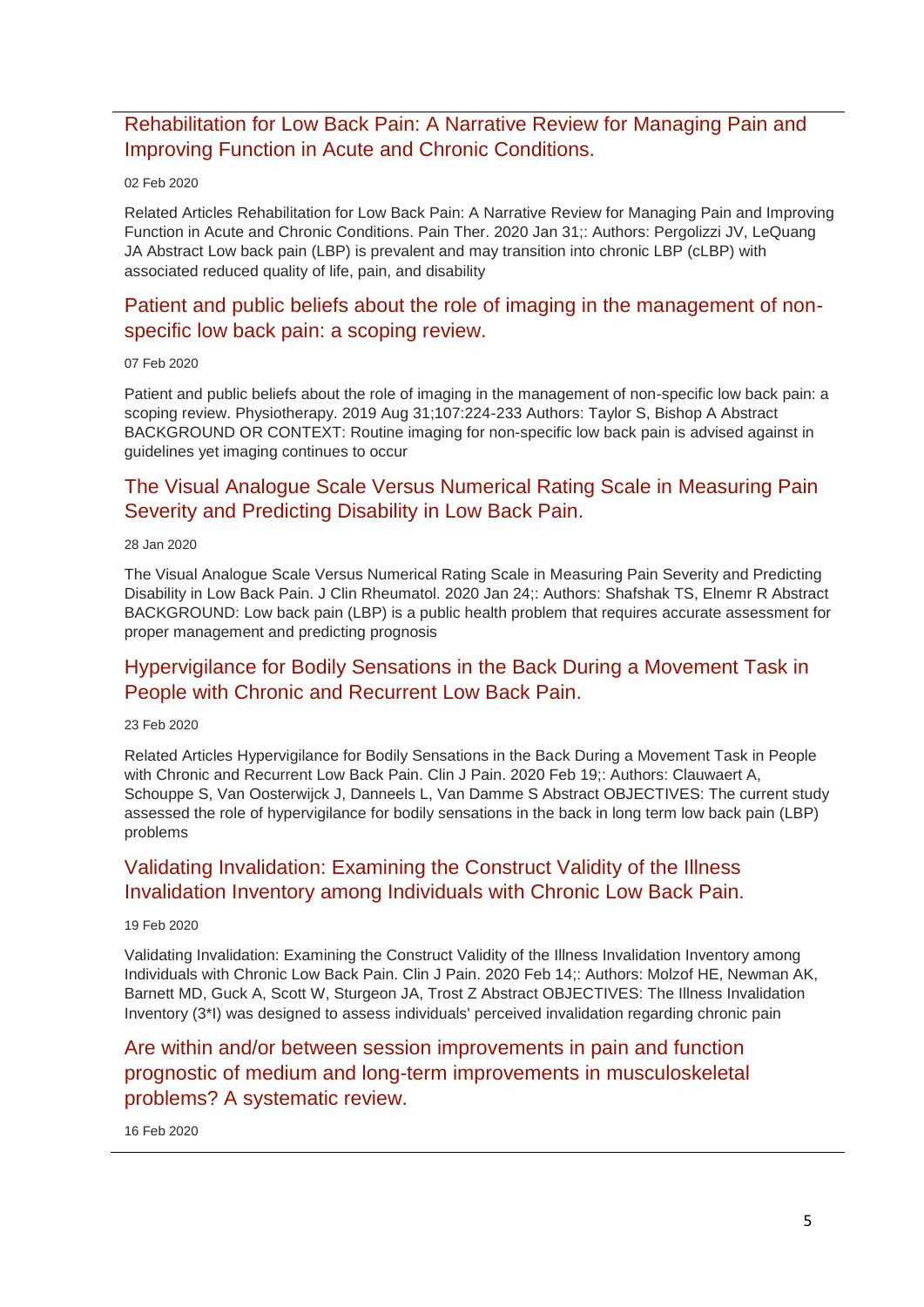## Rehabilitation for Low Back Pain: A Narrative Review for Managing Pain and Improving Function in Acute and Chronic Conditions.

02 Feb 2020

Related Articles Rehabilitation for Low Back Pain: A Narrative Review for Managing Pain and Improving Function in Acute and Chronic Conditions. Pain Ther. 2020 Jan 31;: Authors: Pergolizzi JV, LeQuang JA Abstract Low back pain (LBP) is prevalent and may transition into chronic LBP (cLBP) with associated reduced quality of life, pain, and disability

## Patient and public beliefs about the role of imaging in the management of non-specific low back pain: a scoping review.

07 Feb 2020

Patient and public beliefs about the role of imaging in the management of non-specific low back pain: a scoping review. Physiotherapy. 2019 Aug 31;107:224-233 Authors: Taylor S, Bishop A Abstract BACKGROUND OR CONTEXT: Routine imaging for non-specific low back pain is advised against in guidelines yet imaging continues to occur

## The Visual Analogue Scale Versus Numerical Rating Scale in Measuring Pain Severity and Predicting Disability in Low Back Pain.

28 Jan 2020

The Visual Analogue Scale Versus Numerical Rating Scale in Measuring Pain Severity and Predicting Disability in Low Back Pain. J Clin Rheumatol. 2020 Jan 24;: Authors: Shafshak TS, Elnemr R Abstract BACKGROUND: Low back pain (LBP) is a public health problem that requires accurate assessment for proper management and predicting prognosis

## Hypervigilance for Bodily Sensations in the Back During a Movement Task in People with Chronic and Recurrent Low Back Pain.

23 Feb 2020

Related Articles Hypervigilance for Bodily Sensations in the Back During a Movement Task in People with Chronic and Recurrent Low Back Pain. Clin J Pain. 2020 Feb 19;: Authors: Clauwaert A, Schouppe S, Van Oosterwijck J, Danneels L, Van Damme S Abstract OBJECTIVES: The current study assessed the role of hypervigilance for bodily sensations in the back in long term low back pain (LBP) problems

## Validating Invalidation: Examining the Construct Validity of the Illness Invalidation Inventory among Individuals with Chronic Low Back Pain.

19 Feb 2020

Validating Invalidation: Examining the Construct Validity of the Illness Invalidation Inventory among Individuals with Chronic Low Back Pain. Clin J Pain. 2020 Feb 14;: Authors: Molzof HE, Newman AK, Barnett MD, Guck A, Scott W, Sturgeon JA, Trost Z Abstract OBJECTIVES: The Illness Invalidation Inventory (3*I) was designed to assess individuals' perceived invalidation regarding chronic pain

## Are within and/or between session improvements in pain and function prognostic of medium and long-term improvements in musculoskeletal problems? A systematic review.

16 Feb 2020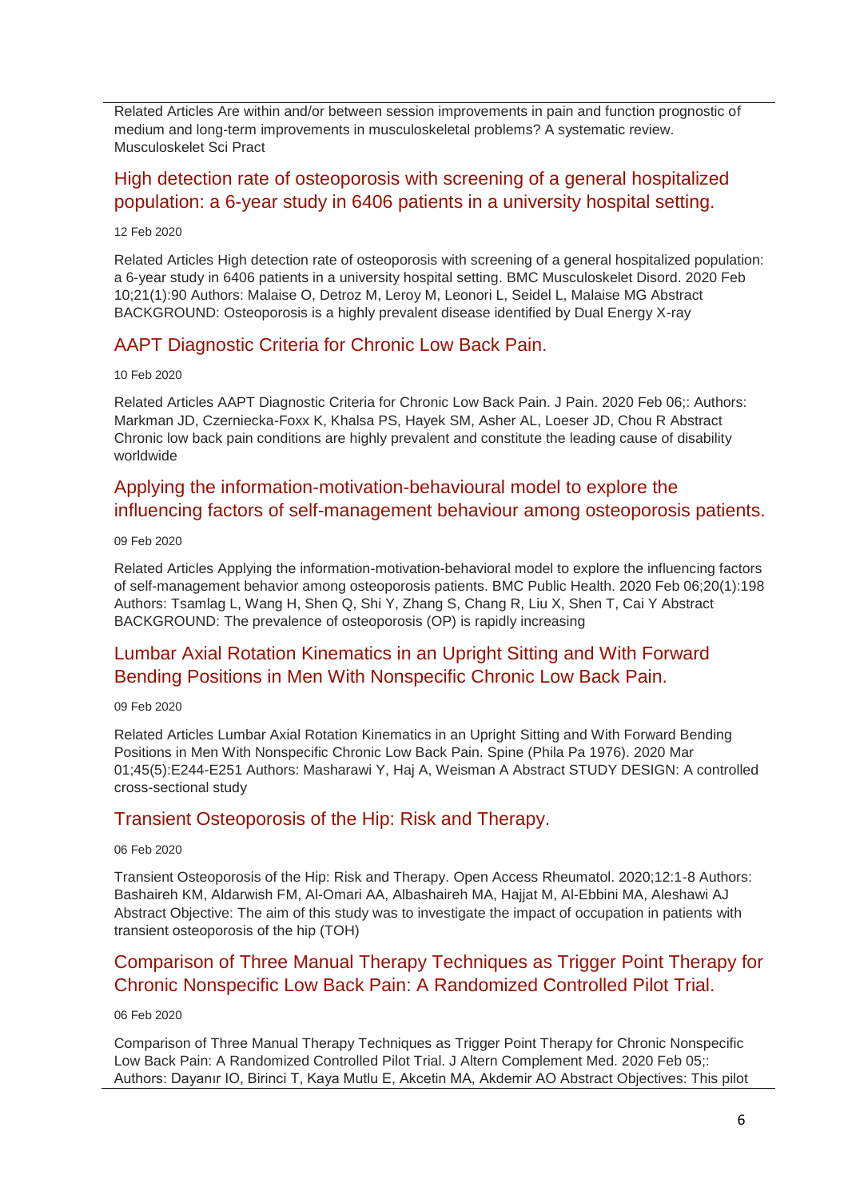Related Articles Are within and/or between session improvements in pain and function prognostic of medium and long-term improvements in musculoskeletal problems? A systematic review. Musculoskelet Sci Pract

## High detection rate of osteoporosis with screening of a general hospitalized population: a 6-year study in 6406 patients in a university hospital setting.

12 Feb 2020

Related Articles High detection rate of osteoporosis with screening of a general hospitalized population: a 6-year study in 6406 patients in a university hospital setting. BMC Musculoskelet Disord. 2020 Feb 10;21(1):90 Authors: Malaise O, Detroz M, Leroy M, Leonori L, Seidel L, Malaise MG Abstract BACKGROUND: Osteoporosis is a highly prevalent disease identified by Dual Energy X-ray

## AAPT Diagnostic Criteria for Chronic Low Back Pain.

10 Feb 2020

Related Articles AAPT Diagnostic Criteria for Chronic Low Back Pain. J Pain. 2020 Feb 06;: Authors: Markman JD, Czerniecka-Foxx K, Khalsa PS, Hayek SM, Asher AL, Loeser JD, Chou R Abstract Chronic low back pain conditions are highly prevalent and constitute the leading cause of disability worldwide

## Applying the information-motivation-behavioural model to explore the influencing factors of self-management behaviour among osteoporosis patients.

09 Feb 2020

Related Articles Applying the information-motivation-behavioral model to explore the influencing factors of self-management behavior among osteoporosis patients. BMC Public Health. 2020 Feb 06;20(1):198 Authors: Tsamlag L, Wang H, Shen Q, Shi Y, Zhang S, Chang R, Liu X, Shen T, Cai Y Abstract BACKGROUND: The prevalence of osteoporosis (OP) is rapidly increasing

## Lumbar Axial Rotation Kinematics in an Upright Sitting and With Forward Bending Positions in Men With Nonspecific Chronic Low Back Pain.

09 Feb 2020

Related Articles Lumbar Axial Rotation Kinematics in an Upright Sitting and With Forward Bending Positions in Men With Nonspecific Chronic Low Back Pain. Spine (Phila Pa 1976). 2020 Mar 01;45(5):E244-E251 Authors: Masharawi Y, Haj A, Weisman A Abstract STUDY DESIGN: A controlled cross-sectional study

## Transient Osteoporosis of the Hip: Risk and Therapy.

06 Feb 2020

Transient Osteoporosis of the Hip: Risk and Therapy. Open Access Rheumatol. 2020;12:1-8 Authors: Bashaireh KM, Aldarwish FM, Al-Omari AA, Albashaireh MA, Hajjat M, Al-Ebbini MA, Aleshawi AJ Abstract Objective: The aim of this study was to investigate the impact of occupation in patients with transient osteoporosis of the hip (TOH)

## Comparison of Three Manual Therapy Techniques as Trigger Point Therapy for Chronic Nonspecific Low Back Pain: A Randomized Controlled Pilot Trial.

06 Feb 2020

Comparison of Three Manual Therapy Techniques as Trigger Point Therapy for Chronic Nonspecific Low Back Pain: A Randomized Controlled Pilot Trial. J Altern Complement Med. 2020 Feb 05;: Authors: Dayanır IO, Birinci T, Kaya Mutlu E, Akcetin MA, Akdemir AO Abstract Objectives: This pilot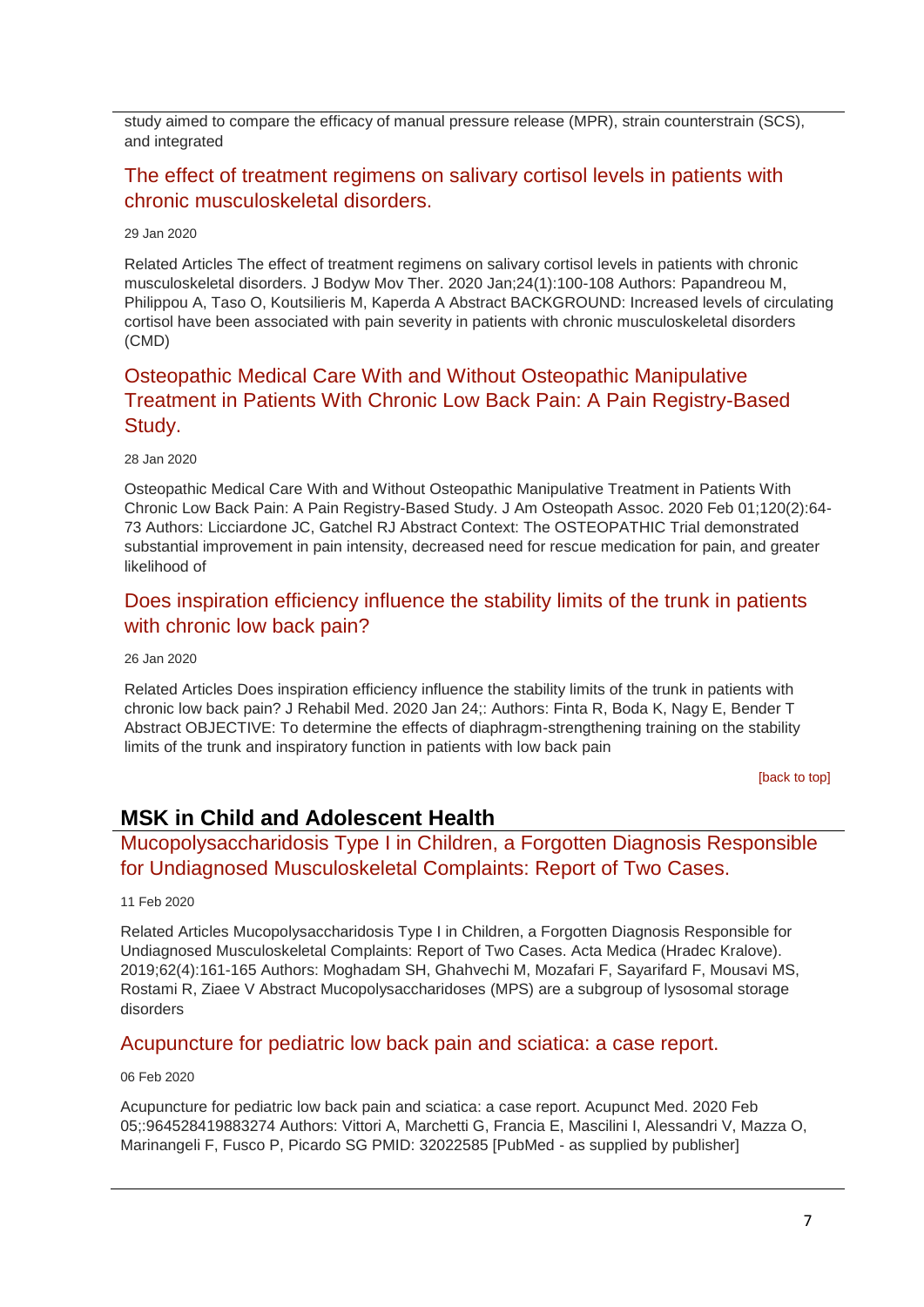study aimed to compare the efficacy of manual pressure release (MPR), strain counterstrain (SCS), and integrated

### The effect of treatment regimens on salivary cortisol levels in patients with chronic musculoskeletal disorders.

29 Jan 2020

Related Articles The effect of treatment regimens on salivary cortisol levels in patients with chronic musculoskeletal disorders. J Bodyw Mov Ther. 2020 Jan;24(1):100-108 Authors: Papandreou M, Philippou A, Taso O, Koutsilieris M, Kaperda A Abstract BACKGROUND: Increased levels of circulating cortisol have been associated with pain severity in patients with chronic musculoskeletal disorders (CMD)

### Osteopathic Medical Care With and Without Osteopathic Manipulative Treatment in Patients With Chronic Low Back Pain: A Pain Registry-Based Study.

28 Jan 2020

Osteopathic Medical Care With and Without Osteopathic Manipulative Treatment in Patients With Chronic Low Back Pain: A Pain Registry-Based Study. J Am Osteopath Assoc. 2020 Feb 01;120(2):64-73 Authors: Licciardone JC, Gatchel RJ Abstract Context: The OSTEOPATHIC Trial demonstrated substantial improvement in pain intensity, decreased need for rescue medication for pain, and greater likelihood of

### Does inspiration efficiency influence the stability limits of the trunk in patients with chronic low back pain?

26 Jan 2020

Related Articles Does inspiration efficiency influence the stability limits of the trunk in patients with chronic low back pain? J Rehabil Med. 2020 Jan 24;: Authors: Finta R, Boda K, Nagy E, Bender T Abstract OBJECTIVE: To determine the effects of diaphragm-strengthening training on the stability limits of the trunk and inspiratory function in patients with low back pain

[back to top]

## MSK in Child and Adolescent Health

### Mucopolysaccharidosis Type I in Children, a Forgotten Diagnosis Responsible for Undiagnosed Musculoskeletal Complaints: Report of Two Cases.

11 Feb 2020

Related Articles Mucopolysaccharidosis Type I in Children, a Forgotten Diagnosis Responsible for Undiagnosed Musculoskeletal Complaints: Report of Two Cases. Acta Medica (Hradec Kralove). 2019;62(4):161-165 Authors: Moghadam SH, Ghahvechi M, Mozafari F, Sayarifard F, Mousavi MS, Rostami R, Ziaee V Abstract Mucopolysaccharidoses (MPS) are a subgroup of lysosomal storage disorders

### Acupuncture for pediatric low back pain and sciatica: a case report.

06 Feb 2020

Acupuncture for pediatric low back pain and sciatica: a case report. Acupunct Med. 2020 Feb 05;:964528419883274 Authors: Vittori A, Marchetti G, Francia E, Mascilini I, Alessandri V, Mazza O, Marinangeli F, Fusco P, Picardo SG PMID: 32022585 [PubMed - as supplied by publisher]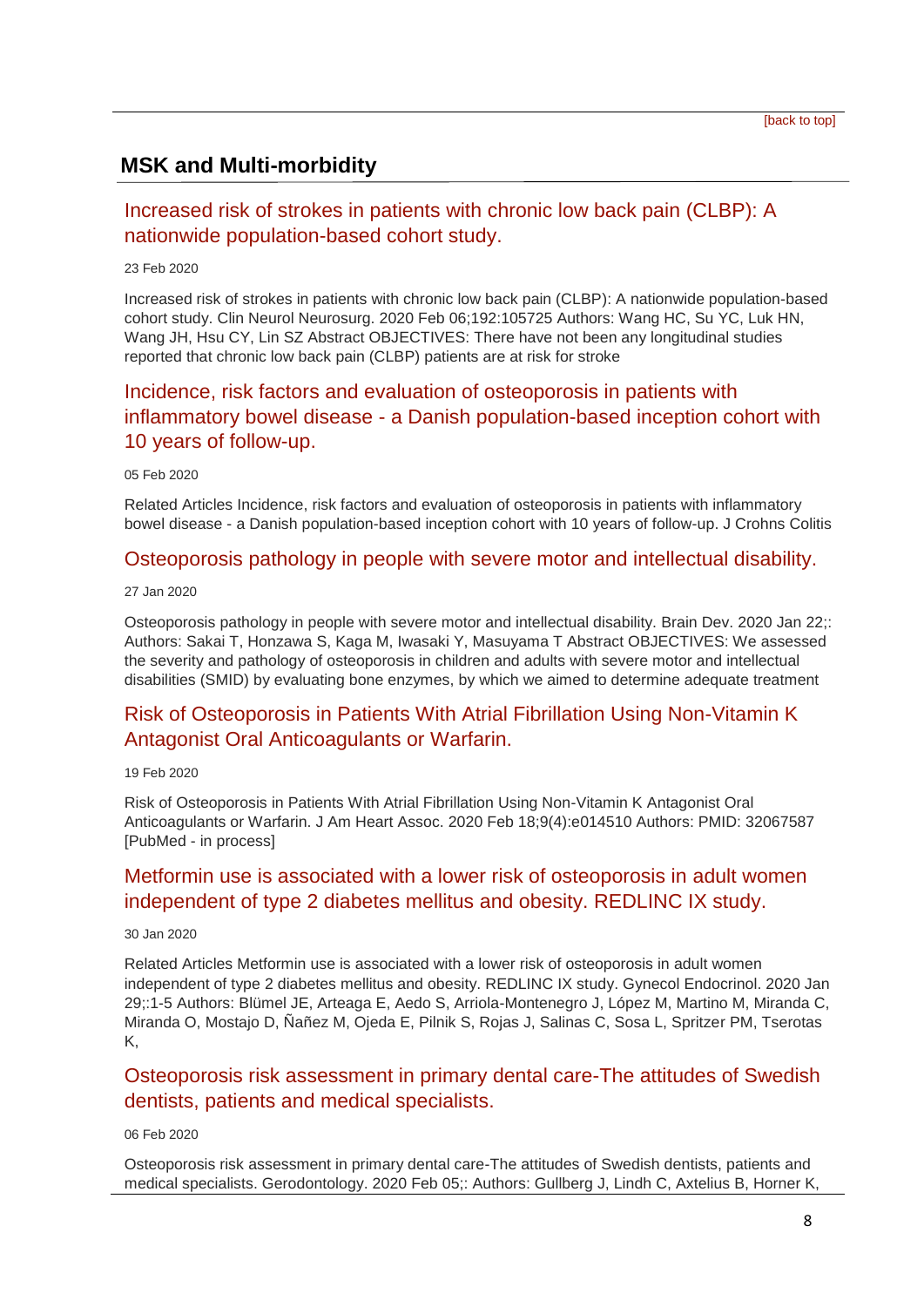[back to top]

## MSK and Multi-morbidity

### Increased risk of strokes in patients with chronic low back pain (CLBP): A nationwide population-based cohort study.

23 Feb 2020

Increased risk of strokes in patients with chronic low back pain (CLBP): A nationwide population-based cohort study. Clin Neurol Neurosurg. 2020 Feb 06;192:105725 Authors: Wang HC, Su YC, Luk HN, Wang JH, Hsu CY, Lin SZ Abstract OBJECTIVES: There have not been any longitudinal studies reported that chronic low back pain (CLBP) patients are at risk for stroke

### Incidence, risk factors and evaluation of osteoporosis in patients with inflammatory bowel disease - a Danish population-based inception cohort with 10 years of follow-up.

05 Feb 2020

Related Articles Incidence, risk factors and evaluation of osteoporosis in patients with inflammatory bowel disease - a Danish population-based inception cohort with 10 years of follow-up. J Crohns Colitis

### Osteoporosis pathology in people with severe motor and intellectual disability.

27 Jan 2020

Osteoporosis pathology in people with severe motor and intellectual disability. Brain Dev. 2020 Jan 22;: Authors: Sakai T, Honzawa S, Kaga M, Iwasaki Y, Masuyama T Abstract OBJECTIVES: We assessed the severity and pathology of osteoporosis in children and adults with severe motor and intellectual disabilities (SMID) by evaluating bone enzymes, by which we aimed to determine adequate treatment

### Risk of Osteoporosis in Patients With Atrial Fibrillation Using Non-Vitamin K Antagonist Oral Anticoagulants or Warfarin.

19 Feb 2020

Risk of Osteoporosis in Patients With Atrial Fibrillation Using Non-Vitamin K Antagonist Oral Anticoagulants or Warfarin. J Am Heart Assoc. 2020 Feb 18;9(4):e014510 Authors: PMID: 32067587 [PubMed - in process]

### Metformin use is associated with a lower risk of osteoporosis in adult women independent of type 2 diabetes mellitus and obesity. REDLINC IX study.

30 Jan 2020

Related Articles Metformin use is associated with a lower risk of osteoporosis in adult women independent of type 2 diabetes mellitus and obesity. REDLINC IX study. Gynecol Endocrinol. 2020 Jan 29;:1-5 Authors: Blümel JE, Arteaga E, Aedo S, Arriola-Montenegro J, López M, Martino M, Miranda C, Miranda O, Mostajo D, Ñañez M, Ojeda E, Pilnik S, Rojas J, Salinas C, Sosa L, Spritzer PM, Tserotas K,

### Osteoporosis risk assessment in primary dental care-The attitudes of Swedish dentists, patients and medical specialists.

06 Feb 2020

Osteoporosis risk assessment in primary dental care-The attitudes of Swedish dentists, patients and medical specialists. Gerodontology. 2020 Feb 05;: Authors: Gullberg J, Lindh C, Axtelius B, Horner K,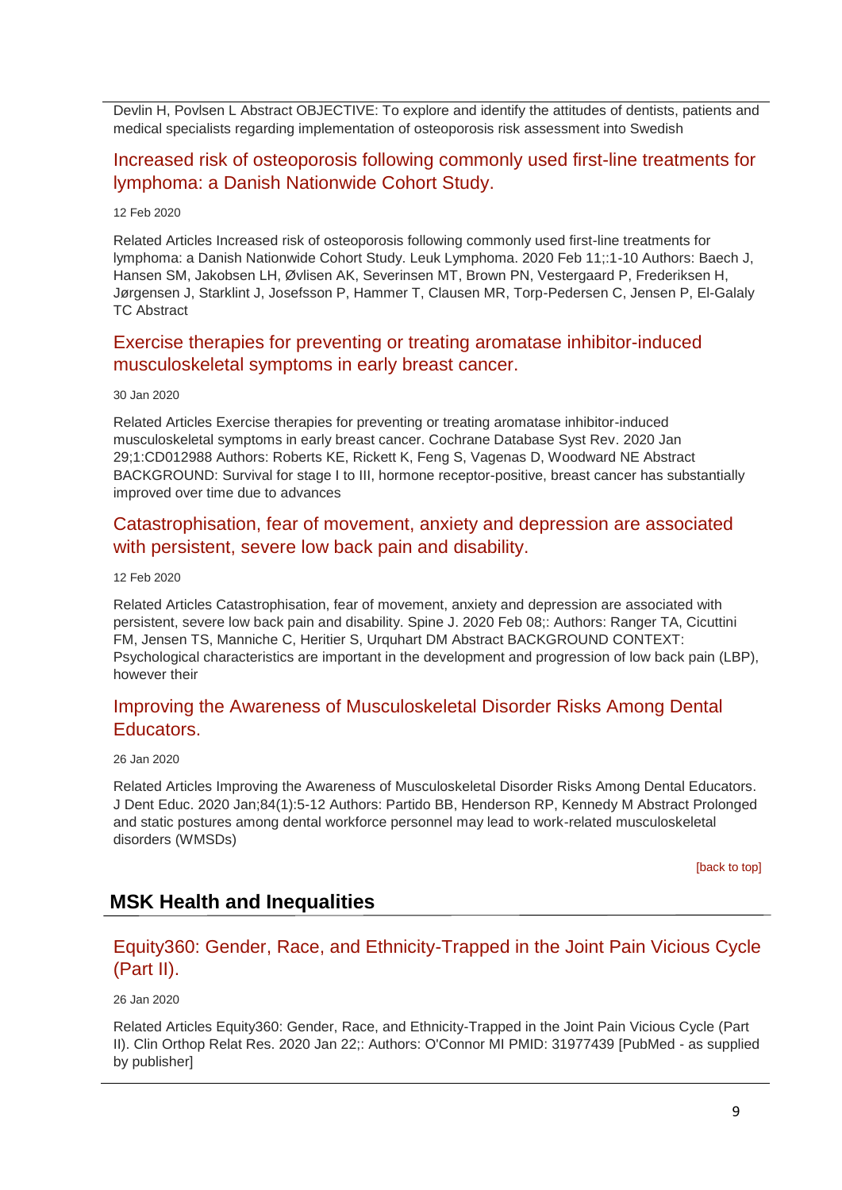Devlin H, Povlsen L Abstract OBJECTIVE: To explore and identify the attitudes of dentists, patients and medical specialists regarding implementation of osteoporosis risk assessment into Swedish

### Increased risk of osteoporosis following commonly used first-line treatments for lymphoma: a Danish Nationwide Cohort Study.

12 Feb 2020

Related Articles Increased risk of osteoporosis following commonly used first-line treatments for lymphoma: a Danish Nationwide Cohort Study. Leuk Lymphoma. 2020 Feb 11;:1-10 Authors: Baech J, Hansen SM, Jakobsen LH, Øvlisen AK, Severinsen MT, Brown PN, Vestergaard P, Frederiksen H, Jørgensen J, Starklint J, Josefsson P, Hammer T, Clausen MR, Torp-Pedersen C, Jensen P, El-Galaly TC Abstract

### Exercise therapies for preventing or treating aromatase inhibitor-induced musculoskeletal symptoms in early breast cancer.

30 Jan 2020

Related Articles Exercise therapies for preventing or treating aromatase inhibitor-induced musculoskeletal symptoms in early breast cancer. Cochrane Database Syst Rev. 2020 Jan 29;1:CD012988 Authors: Roberts KE, Rickett K, Feng S, Vagenas D, Woodward NE Abstract BACKGROUND: Survival for stage I to III, hormone receptor-positive, breast cancer has substantially improved over time due to advances

### Catastrophisation, fear of movement, anxiety and depression are associated with persistent, severe low back pain and disability.

12 Feb 2020

Related Articles Catastrophisation, fear of movement, anxiety and depression are associated with persistent, severe low back pain and disability. Spine J. 2020 Feb 08;: Authors: Ranger TA, Cicuttini FM, Jensen TS, Manniche C, Heritier S, Urquhart DM Abstract BACKGROUND CONTEXT: Psychological characteristics are important in the development and progression of low back pain (LBP), however their

### Improving the Awareness of Musculoskeletal Disorder Risks Among Dental Educators.

26 Jan 2020

Related Articles Improving the Awareness of Musculoskeletal Disorder Risks Among Dental Educators. J Dent Educ. 2020 Jan;84(1):5-12 Authors: Partido BB, Henderson RP, Kennedy M Abstract Prolonged and static postures among dental workforce personnel may lead to work-related musculoskeletal disorders (WMSDs)

[back to top]

## MSK Health and Inequalities

### Equity360: Gender, Race, and Ethnicity-Trapped in the Joint Pain Vicious Cycle (Part II).

26 Jan 2020

Related Articles Equity360: Gender, Race, and Ethnicity-Trapped in the Joint Pain Vicious Cycle (Part II). Clin Orthop Relat Res. 2020 Jan 22;: Authors: O'Connor MI PMID: 31977439 [PubMed - as supplied by publisher]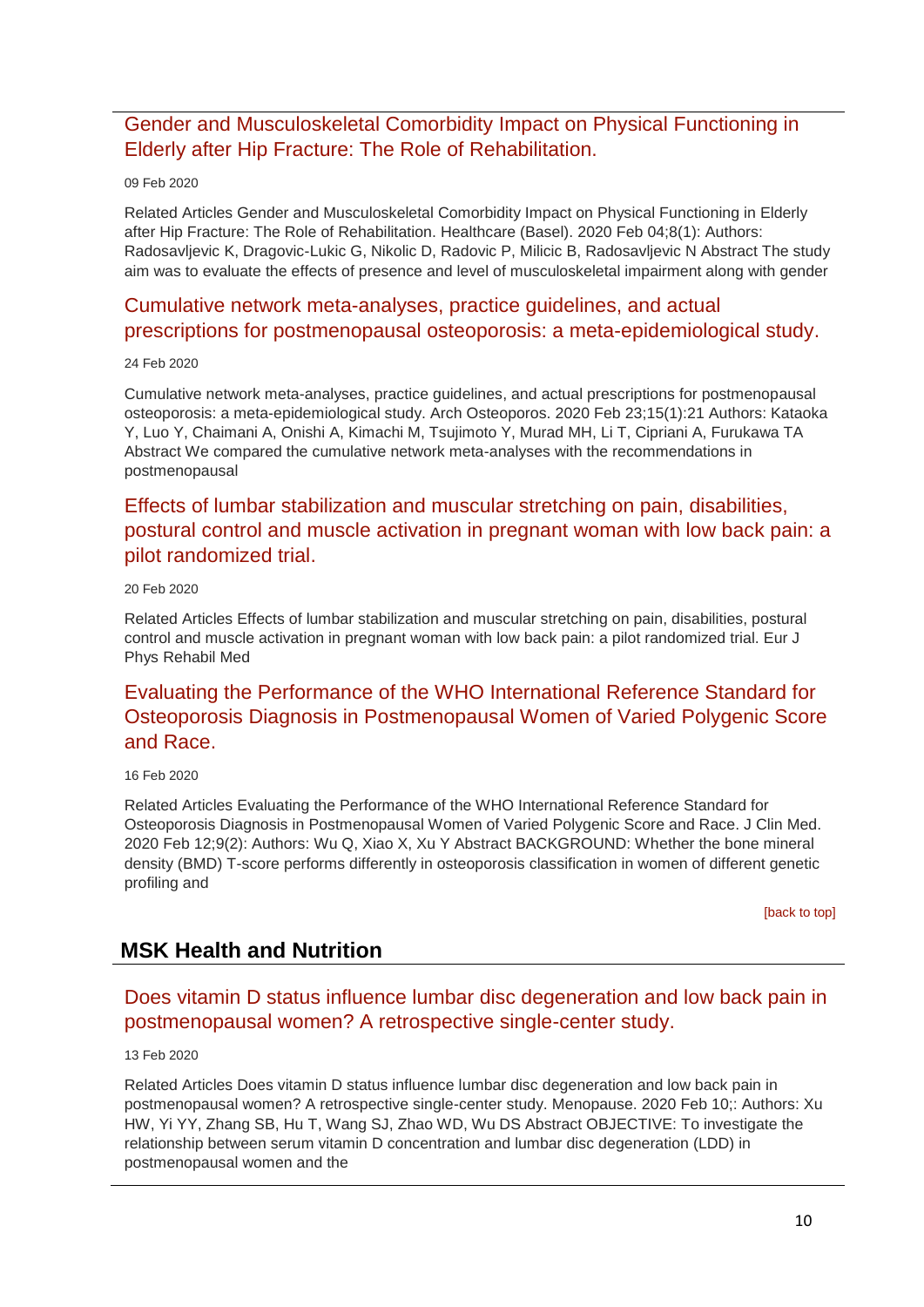### Gender and Musculoskeletal Comorbidity Impact on Physical Functioning in Elderly after Hip Fracture: The Role of Rehabilitation.

09 Feb 2020

Related Articles Gender and Musculoskeletal Comorbidity Impact on Physical Functioning in Elderly after Hip Fracture: The Role of Rehabilitation. Healthcare (Basel). 2020 Feb 04;8(1): Authors: Radosavljevic K, Dragovic-Lukic G, Nikolic D, Radovic P, Milicic B, Radosavljevic N Abstract The study aim was to evaluate the effects of presence and level of musculoskeletal impairment along with gender

### Cumulative network meta-analyses, practice guidelines, and actual prescriptions for postmenopausal osteoporosis: a meta-epidemiological study.

24 Feb 2020

Cumulative network meta-analyses, practice guidelines, and actual prescriptions for postmenopausal osteoporosis: a meta-epidemiological study. Arch Osteoporos. 2020 Feb 23;15(1):21 Authors: Kataoka Y, Luo Y, Chaimani A, Onishi A, Kimachi M, Tsujimoto Y, Murad MH, Li T, Cipriani A, Furukawa TA Abstract We compared the cumulative network meta-analyses with the recommendations in postmenopausal

### Effects of lumbar stabilization and muscular stretching on pain, disabilities, postural control and muscle activation in pregnant woman with low back pain: a pilot randomized trial.

20 Feb 2020

Related Articles Effects of lumbar stabilization and muscular stretching on pain, disabilities, postural control and muscle activation in pregnant woman with low back pain: a pilot randomized trial. Eur J Phys Rehabil Med

### Evaluating the Performance of the WHO International Reference Standard for Osteoporosis Diagnosis in Postmenopausal Women of Varied Polygenic Score and Race.

16 Feb 2020

Related Articles Evaluating the Performance of the WHO International Reference Standard for Osteoporosis Diagnosis in Postmenopausal Women of Varied Polygenic Score and Race. J Clin Med. 2020 Feb 12;9(2): Authors: Wu Q, Xiao X, Xu Y Abstract BACKGROUND: Whether the bone mineral density (BMD) T-score performs differently in osteoporosis classification in women of different genetic profiling and

[back to top]

## MSK Health and Nutrition

### Does vitamin D status influence lumbar disc degeneration and low back pain in postmenopausal women? A retrospective single-center study.

13 Feb 2020

Related Articles Does vitamin D status influence lumbar disc degeneration and low back pain in postmenopausal women? A retrospective single-center study. Menopause. 2020 Feb 10;: Authors: Xu HW, Yi YY, Zhang SB, Hu T, Wang SJ, Zhao WD, Wu DS Abstract OBJECTIVE: To investigate the relationship between serum vitamin D concentration and lumbar disc degeneration (LDD) in postmenopausal women and the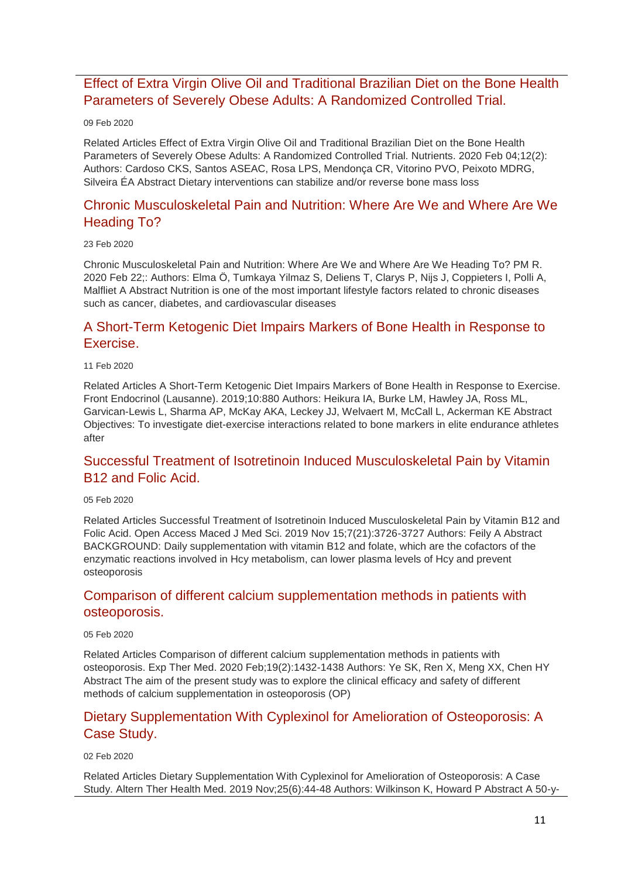## Effect of Extra Virgin Olive Oil and Traditional Brazilian Diet on the Bone Health Parameters of Severely Obese Adults: A Randomized Controlled Trial.

09 Feb 2020

Related Articles Effect of Extra Virgin Olive Oil and Traditional Brazilian Diet on the Bone Health Parameters of Severely Obese Adults: A Randomized Controlled Trial. Nutrients. 2020 Feb 04;12(2): Authors: Cardoso CKS, Santos ASEAC, Rosa LPS, Mendonça CR, Vitorino PVO, Peixoto MDRG, Silveira ÉA Abstract Dietary interventions can stabilize and/or reverse bone mass loss

## Chronic Musculoskeletal Pain and Nutrition: Where Are We and Where Are We Heading To?

23 Feb 2020

Chronic Musculoskeletal Pain and Nutrition: Where Are We and Where Are We Heading To? PM R. 2020 Feb 22;: Authors: Elma Ö, Tumkaya Yilmaz S, Deliens T, Clarys P, Nijs J, Coppieters I, Polli A, Malfliet A Abstract Nutrition is one of the most important lifestyle factors related to chronic diseases such as cancer, diabetes, and cardiovascular diseases

## A Short-Term Ketogenic Diet Impairs Markers of Bone Health in Response to Exercise.

11 Feb 2020

Related Articles A Short-Term Ketogenic Diet Impairs Markers of Bone Health in Response to Exercise. Front Endocrinol (Lausanne). 2019;10:880 Authors: Heikura IA, Burke LM, Hawley JA, Ross ML, Garvican-Lewis L, Sharma AP, McKay AKA, Leckey JJ, Welvaert M, McCall L, Ackerman KE Abstract Objectives: To investigate diet-exercise interactions related to bone markers in elite endurance athletes after

## Successful Treatment of Isotretinoin Induced Musculoskeletal Pain by Vitamin B12 and Folic Acid.

05 Feb 2020

Related Articles Successful Treatment of Isotretinoin Induced Musculoskeletal Pain by Vitamin B12 and Folic Acid. Open Access Maced J Med Sci. 2019 Nov 15;7(21):3726-3727 Authors: Feily A Abstract BACKGROUND: Daily supplementation with vitamin B12 and folate, which are the cofactors of the enzymatic reactions involved in Hcy metabolism, can lower plasma levels of Hcy and prevent osteoporosis

## Comparison of different calcium supplementation methods in patients with osteoporosis.

05 Feb 2020

Related Articles Comparison of different calcium supplementation methods in patients with osteoporosis. Exp Ther Med. 2020 Feb;19(2):1432-1438 Authors: Ye SK, Ren X, Meng XX, Chen HY Abstract The aim of the present study was to explore the clinical efficacy and safety of different methods of calcium supplementation in osteoporosis (OP)

## Dietary Supplementation With Cyplexinol for Amelioration of Osteoporosis: A Case Study.

02 Feb 2020

Related Articles Dietary Supplementation With Cyplexinol for Amelioration of Osteoporosis: A Case Study. Altern Ther Health Med. 2019 Nov;25(6):44-48 Authors: Wilkinson K, Howard P Abstract A 50-y-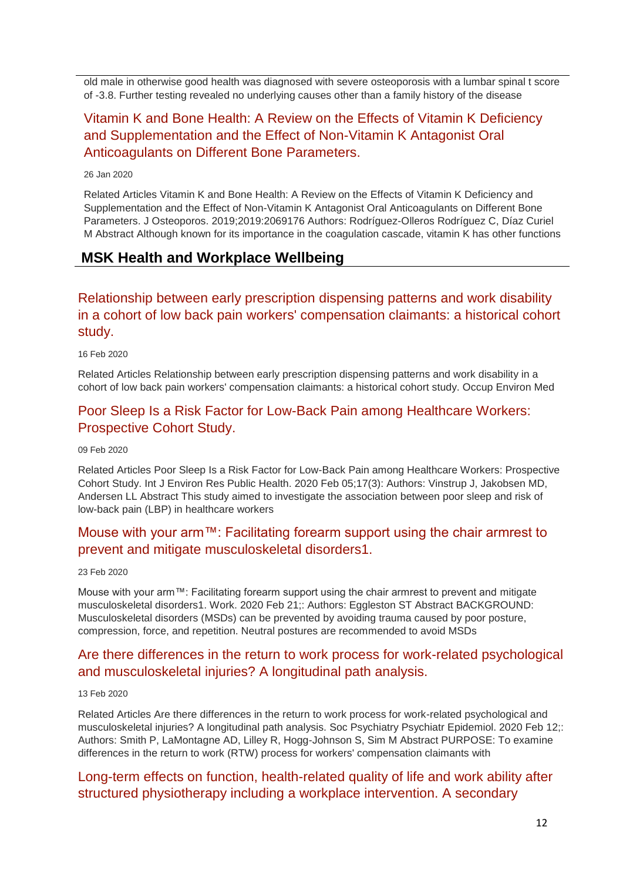old male in otherwise good health was diagnosed with severe osteoporosis with a lumbar spinal t score of -3.8. Further testing revealed no underlying causes other than a family history of the disease

### Vitamin K and Bone Health: A Review on the Effects of Vitamin K Deficiency and Supplementation and the Effect of Non-Vitamin K Antagonist Oral Anticoagulants on Different Bone Parameters.

26 Jan 2020

Related Articles Vitamin K and Bone Health: A Review on the Effects of Vitamin K Deficiency and Supplementation and the Effect of Non-Vitamin K Antagonist Oral Anticoagulants on Different Bone Parameters. J Osteoporos. 2019;2019:2069176 Authors: Rodríguez-Olleros Rodríguez C, Díaz Curiel M Abstract Although known for its importance in the coagulation cascade, vitamin K has other functions

## MSK Health and Workplace Wellbeing

### Relationship between early prescription dispensing patterns and work disability in a cohort of low back pain workers' compensation claimants: a historical cohort study.

16 Feb 2020

Related Articles Relationship between early prescription dispensing patterns and work disability in a cohort of low back pain workers' compensation claimants: a historical cohort study. Occup Environ Med

### Poor Sleep Is a Risk Factor for Low-Back Pain among Healthcare Workers: Prospective Cohort Study.

09 Feb 2020

Related Articles Poor Sleep Is a Risk Factor for Low-Back Pain among Healthcare Workers: Prospective Cohort Study. Int J Environ Res Public Health. 2020 Feb 05;17(3): Authors: Vinstrup J, Jakobsen MD, Andersen LL Abstract This study aimed to investigate the association between poor sleep and risk of low-back pain (LBP) in healthcare workers

### Mouse with your arm™: Facilitating forearm support using the chair armrest to prevent and mitigate musculoskeletal disorders1.

23 Feb 2020

Mouse with your arm™: Facilitating forearm support using the chair armrest to prevent and mitigate musculoskeletal disorders1. Work. 2020 Feb 21;: Authors: Eggleston ST Abstract BACKGROUND: Musculoskeletal disorders (MSDs) can be prevented by avoiding trauma caused by poor posture, compression, force, and repetition. Neutral postures are recommended to avoid MSDs

### Are there differences in the return to work process for work-related psychological and musculoskeletal injuries? A longitudinal path analysis.

13 Feb 2020

Related Articles Are there differences in the return to work process for work-related psychological and musculoskeletal injuries? A longitudinal path analysis. Soc Psychiatry Psychiatr Epidemiol. 2020 Feb 12;: Authors: Smith P, LaMontagne AD, Lilley R, Hogg-Johnson S, Sim M Abstract PURPOSE: To examine differences in the return to work (RTW) process for workers' compensation claimants with

### Long-term effects on function, health-related quality of life and work ability after structured physiotherapy including a workplace intervention. A secondary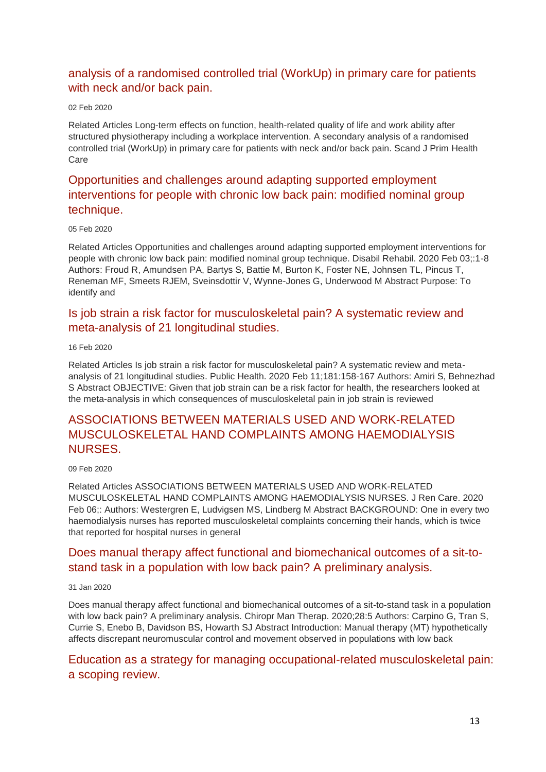## analysis of a randomised controlled trial (WorkUp) in primary care for patients with neck and/or back pain.

02 Feb 2020

Related Articles Long-term effects on function, health-related quality of life and work ability after structured physiotherapy including a workplace intervention. A secondary analysis of a randomised controlled trial (WorkUp) in primary care for patients with neck and/or back pain. Scand J Prim Health Care

## Opportunities and challenges around adapting supported employment interventions for people with chronic low back pain: modified nominal group technique.

05 Feb 2020

Related Articles Opportunities and challenges around adapting supported employment interventions for people with chronic low back pain: modified nominal group technique. Disabil Rehabil. 2020 Feb 03;:1-8 Authors: Froud R, Amundsen PA, Bartys S, Battie M, Burton K, Foster NE, Johnsen TL, Pincus T, Reneman MF, Smeets RJEM, Sveinsdottir V, Wynne-Jones G, Underwood M Abstract Purpose: To identify and

## Is job strain a risk factor for musculoskeletal pain? A systematic review and meta-analysis of 21 longitudinal studies.

16 Feb 2020

Related Articles Is job strain a risk factor for musculoskeletal pain? A systematic review and meta-analysis of 21 longitudinal studies. Public Health. 2020 Feb 11;181:158-167 Authors: Amiri S, Behnezhad S Abstract OBJECTIVE: Given that job strain can be a risk factor for health, the researchers looked at the meta-analysis in which consequences of musculoskeletal pain in job strain is reviewed

## ASSOCIATIONS BETWEEN MATERIALS USED AND WORK-RELATED MUSCULOSKELETAL HAND COMPLAINTS AMONG HAEMODIALYSIS NURSES.

09 Feb 2020

Related Articles ASSOCIATIONS BETWEEN MATERIALS USED AND WORK-RELATED MUSCULOSKELETAL HAND COMPLAINTS AMONG HAEMODIALYSIS NURSES. J Ren Care. 2020 Feb 06;: Authors: Westergren E, Ludvigsen MS, Lindberg M Abstract BACKGROUND: One in every two haemodialysis nurses has reported musculoskeletal complaints concerning their hands, which is twice that reported for hospital nurses in general

## Does manual therapy affect functional and biomechanical outcomes of a sit-to-stand task in a population with low back pain? A preliminary analysis.

31 Jan 2020

Does manual therapy affect functional and biomechanical outcomes of a sit-to-stand task in a population with low back pain? A preliminary analysis. Chiropr Man Therap. 2020;28:5 Authors: Carpino G, Tran S, Currie S, Enebo B, Davidson BS, Howarth SJ Abstract Introduction: Manual therapy (MT) hypothetically affects discrepant neuromuscular control and movement observed in populations with low back

## Education as a strategy for managing occupational-related musculoskeletal pain: a scoping review.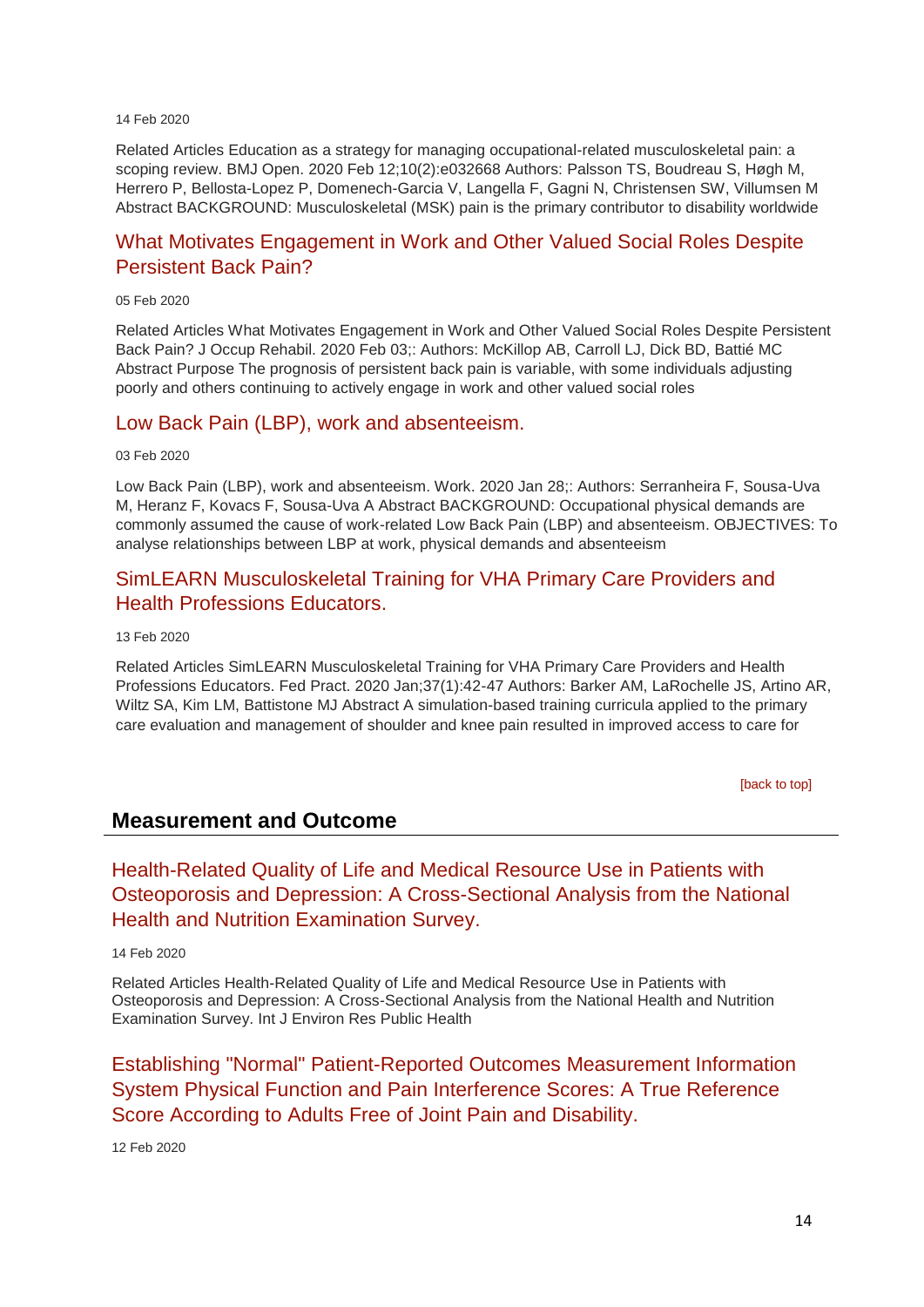14 Feb 2020

Related Articles Education as a strategy for managing occupational-related musculoskeletal pain: a scoping review. BMJ Open. 2020 Feb 12;10(2):e032668 Authors: Palsson TS, Boudreau S, Høgh M, Herrero P, Bellosta-Lopez P, Domenech-Garcia V, Langella F, Gagni N, Christensen SW, Villumsen M Abstract BACKGROUND: Musculoskeletal (MSK) pain is the primary contributor to disability worldwide

### What Motivates Engagement in Work and Other Valued Social Roles Despite Persistent Back Pain?

05 Feb 2020

Related Articles What Motivates Engagement in Work and Other Valued Social Roles Despite Persistent Back Pain? J Occup Rehabil. 2020 Feb 03;: Authors: McKillop AB, Carroll LJ, Dick BD, Battié MC Abstract Purpose The prognosis of persistent back pain is variable, with some individuals adjusting poorly and others continuing to actively engage in work and other valued social roles

### Low Back Pain (LBP), work and absenteeism.

03 Feb 2020

Low Back Pain (LBP), work and absenteeism. Work. 2020 Jan 28;: Authors: Serranheira F, Sousa-Uva M, Heranz F, Kovacs F, Sousa-Uva A Abstract BACKGROUND: Occupational physical demands are commonly assumed the cause of work-related Low Back Pain (LBP) and absenteeism. OBJECTIVES: To analyse relationships between LBP at work, physical demands and absenteeism

### SimLEARN Musculoskeletal Training for VHA Primary Care Providers and Health Professions Educators.

13 Feb 2020

Related Articles SimLEARN Musculoskeletal Training for VHA Primary Care Providers and Health Professions Educators. Fed Pract. 2020 Jan;37(1):42-47 Authors: Barker AM, LaRochelle JS, Artino AR, Wiltz SA, Kim LM, Battistone MJ Abstract A simulation-based training curricula applied to the primary care evaluation and management of shoulder and knee pain resulted in improved access to care for

[back to top]

## Measurement and Outcome

### Health-Related Quality of Life and Medical Resource Use in Patients with Osteoporosis and Depression: A Cross-Sectional Analysis from the National Health and Nutrition Examination Survey.

14 Feb 2020

Related Articles Health-Related Quality of Life and Medical Resource Use in Patients with Osteoporosis and Depression: A Cross-Sectional Analysis from the National Health and Nutrition Examination Survey. Int J Environ Res Public Health

### Establishing "Normal" Patient-Reported Outcomes Measurement Information System Physical Function and Pain Interference Scores: A True Reference Score According to Adults Free of Joint Pain and Disability.

12 Feb 2020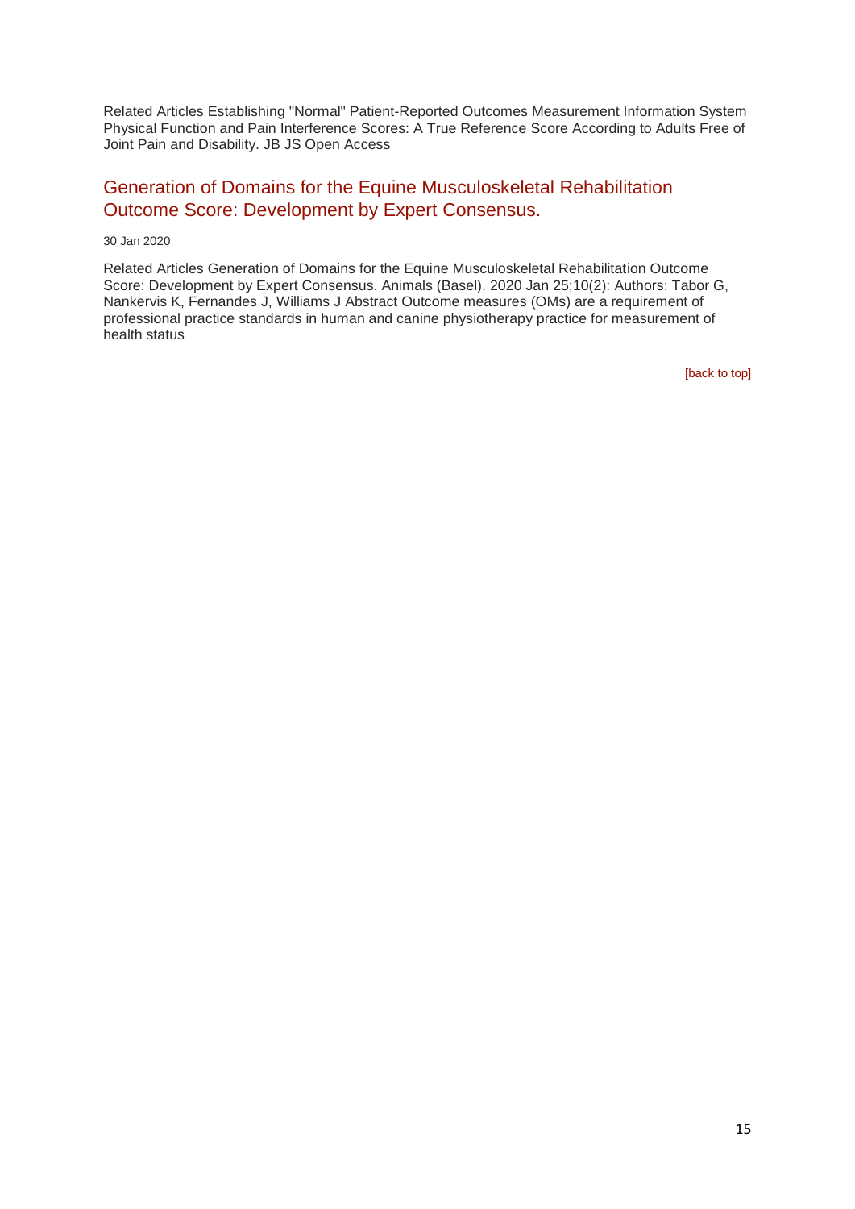Related Articles Establishing "Normal" Patient-Reported Outcomes Measurement Information System Physical Function and Pain Interference Scores: A True Reference Score According to Adults Free of Joint Pain and Disability. JB JS Open Access

## Generation of Domains for the Equine Musculoskeletal Rehabilitation Outcome Score: Development by Expert Consensus.

30 Jan 2020

Related Articles Generation of Domains for the Equine Musculoskeletal Rehabilitation Outcome Score: Development by Expert Consensus. Animals (Basel). 2020 Jan 25;10(2): Authors: Tabor G, Nankervis K, Fernandes J, Williams J Abstract Outcome measures (OMs) are a requirement of professional practice standards in human and canine physiotherapy practice for measurement of health status

[back to top]